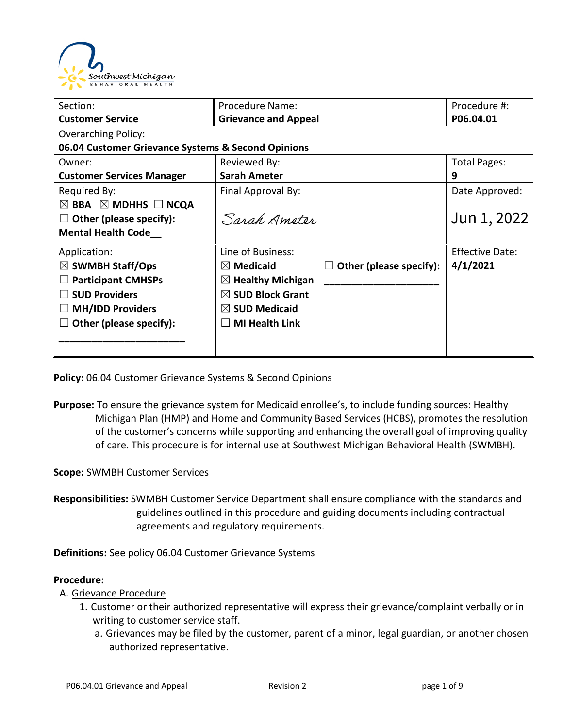| Section: **Customer Service** | Procedure Name: **Grievance and Appeal** | Procedure #: **P06.04.01** |
|---|---|---|
| Overarching Policy: **06.04 Customer Grievance Systems & Second Opinions** | | |
| Owner: **Customer Services Manager** | Reviewed By: **Sarah Ameter** | Total Pages: **9** |
| Required By: ☒ **BBA** ☒ **MDHHS** ☐ **NCQA** ☐ **Other (please specify): Mental Health Code__** | Final Approval By: *Sarah Ameter* | Date Approved: Jun 1, 2022 |
| Application: ☒ **SWMBH Staff/Ops** ☐ **Participant CMHSPs** ☐ **SUD Providers** ☐ **MH/IDD Providers** ☐ **Other (please specify): ______________________** | Line of Business: ☒ **Medicaid** ☒ **Healthy Michigan** ☒ **SUD Block Grant** ☒ **SUD Medicaid** ☐ **MI Health Link** ☐ **Other (please specify): ____________________** | Effective Date: **4/1/2021** |

**Policy:** 06.04 Customer Grievance Systems & Second Opinions

**Purpose:** To ensure the grievance system for Medicaid enrollee's, to include funding sources: Healthy Michigan Plan (HMP) and Home and Community Based Services (HCBS), promotes the resolution of the customer's concerns while supporting and enhancing the overall goal of improving quality of care. This procedure is for internal use at Southwest Michigan Behavioral Health (SWMBH).

**Scope:** SWMBH Customer Services

**Responsibilities:** SWMBH Customer Service Department shall ensure compliance with the standards and guidelines outlined in this procedure and guiding documents including contractual agreements and regulatory requirements.

**Definitions:** See policy 06.04 Customer Grievance Systems

**Procedure:**

A. Grievance Procedure
   1. Customer or their authorized representative will express their grievance/complaint verbally or in writing to customer service staff.
      a. Grievances may be filed by the customer, parent of a minor, legal guardian, or another chosen authorized representative.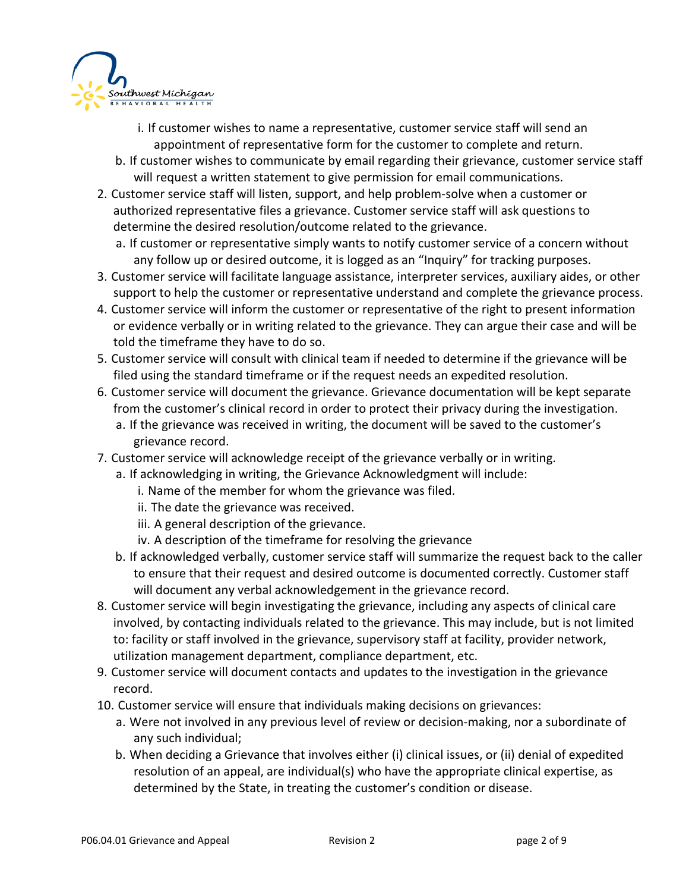i. If customer wishes to name a representative, customer service staff will send an appointment of representative form for the customer to complete and return.
   b. If customer wishes to communicate by email regarding their grievance, customer service staff will request a written statement to give permission for email communications.

2. Customer service staff will listen, support, and help problem-solve when a customer or authorized representative files a grievance. Customer service staff will ask questions to determine the desired resolution/outcome related to the grievance.
   a. If customer or representative simply wants to notify customer service of a concern without any follow up or desired outcome, it is logged as an "Inquiry" for tracking purposes.
3. Customer service will facilitate language assistance, interpreter services, auxiliary aides, or other support to help the customer or representative understand and complete the grievance process.
4. Customer service will inform the customer or representative of the right to present information or evidence verbally or in writing related to the grievance. They can argue their case and will be told the timeframe they have to do so.
5. Customer service will consult with clinical team if needed to determine if the grievance will be filed using the standard timeframe or if the request needs an expedited resolution.
6. Customer service will document the grievance. Grievance documentation will be kept separate from the customer's clinical record in order to protect their privacy during the investigation.
   a. If the grievance was received in writing, the document will be saved to the customer's grievance record.
7. Customer service will acknowledge receipt of the grievance verbally or in writing.
   a. If acknowledging in writing, the Grievance Acknowledgment will include:
      i. Name of the member for whom the grievance was filed.
      ii. The date the grievance was received.
      iii. A general description of the grievance.
      iv. A description of the timeframe for resolving the grievance
   b. If acknowledged verbally, customer service staff will summarize the request back to the caller to ensure that their request and desired outcome is documented correctly. Customer staff will document any verbal acknowledgement in the grievance record.
8. Customer service will begin investigating the grievance, including any aspects of clinical care involved, by contacting individuals related to the grievance. This may include, but is not limited to: facility or staff involved in the grievance, supervisory staff at facility, provider network, utilization management department, compliance department, etc.
9. Customer service will document contacts and updates to the investigation in the grievance record.
10. Customer service will ensure that individuals making decisions on grievances:
    a. Were not involved in any previous level of review or decision-making, nor a subordinate of any such individual;
    b. When deciding a Grievance that involves either (i) clinical issues, or (ii) denial of expedited resolution of an appeal, are individual(s) who have the appropriate clinical expertise, as determined by the State, in treating the customer's condition or disease.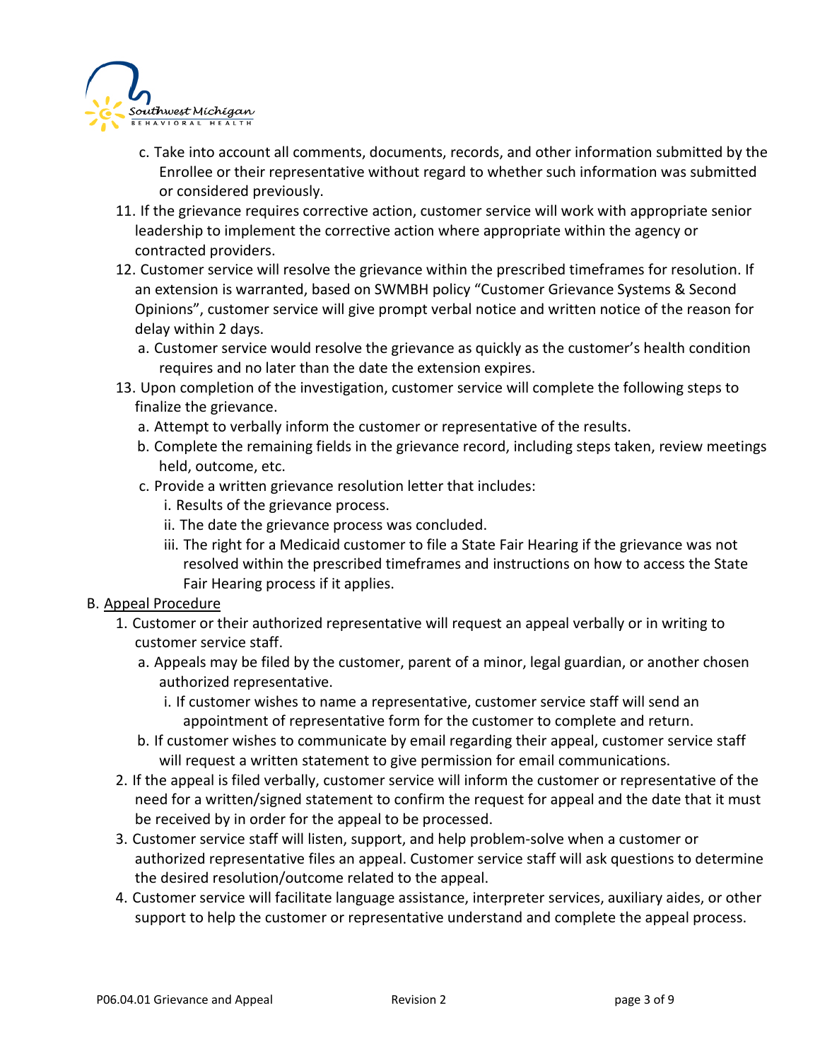c. Take into account all comments, documents, records, and other information submitted by the Enrollee or their representative without regard to whether such information was submitted or considered previously.

11. If the grievance requires corrective action, customer service will work with appropriate senior leadership to implement the corrective action where appropriate within the agency or contracted providers.
12. Customer service will resolve the grievance within the prescribed timeframes for resolution. If an extension is warranted, based on SWMBH policy "Customer Grievance Systems & Second Opinions", customer service will give prompt verbal notice and written notice of the reason for delay within 2 days.
    a. Customer service would resolve the grievance as quickly as the customer's health condition requires and no later than the date the extension expires.
13. Upon completion of the investigation, customer service will complete the following steps to finalize the grievance.
    a. Attempt to verbally inform the customer or representative of the results.
    b. Complete the remaining fields in the grievance record, including steps taken, review meetings held, outcome, etc.
    c. Provide a written grievance resolution letter that includes:
       i. Results of the grievance process.
       ii. The date the grievance process was concluded.
       iii. The right for a Medicaid customer to file a State Fair Hearing if the grievance was not resolved within the prescribed timeframes and instructions on how to access the State Fair Hearing process if it applies.

B. <u>Appeal Procedure</u>

1. Customer or their authorized representative will request an appeal verbally or in writing to customer service staff.
   a. Appeals may be filed by the customer, parent of a minor, legal guardian, or another chosen authorized representative.
      i. If customer wishes to name a representative, customer service staff will send an appointment of representative form for the customer to complete and return.
   b. If customer wishes to communicate by email regarding their appeal, customer service staff will request a written statement to give permission for email communications.
2. If the appeal is filed verbally, customer service will inform the customer or representative of the need for a written/signed statement to confirm the request for appeal and the date that it must be received by in order for the appeal to be processed.
3. Customer service staff will listen, support, and help problem-solve when a customer or authorized representative files an appeal. Customer service staff will ask questions to determine the desired resolution/outcome related to the appeal.
4. Customer service will facilitate language assistance, interpreter services, auxiliary aides, or other support to help the customer or representative understand and complete the appeal process.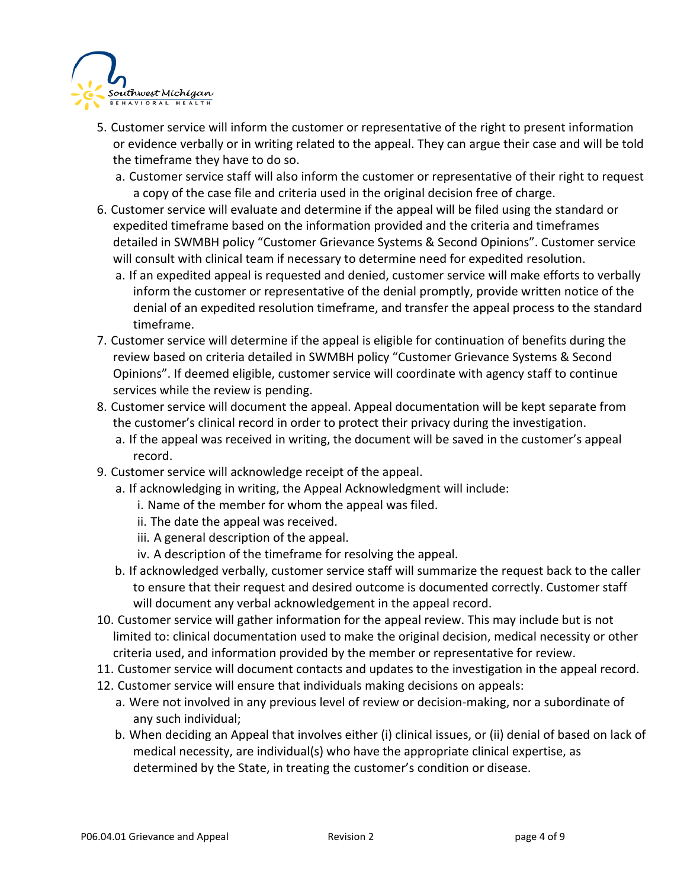5. Customer service will inform the customer or representative of the right to present information or evidence verbally or in writing related to the appeal. They can argue their case and will be told the timeframe they have to do so.
   a. Customer service staff will also inform the customer or representative of their right to request a copy of the case file and criteria used in the original decision free of charge.
6. Customer service will evaluate and determine if the appeal will be filed using the standard or expedited timeframe based on the information provided and the criteria and timeframes detailed in SWMBH policy "Customer Grievance Systems & Second Opinions". Customer service will consult with clinical team if necessary to determine need for expedited resolution.
   a. If an expedited appeal is requested and denied, customer service will make efforts to verbally inform the customer or representative of the denial promptly, provide written notice of the denial of an expedited resolution timeframe, and transfer the appeal process to the standard timeframe.
7. Customer service will determine if the appeal is eligible for continuation of benefits during the review based on criteria detailed in SWMBH policy "Customer Grievance Systems & Second Opinions". If deemed eligible, customer service will coordinate with agency staff to continue services while the review is pending.
8. Customer service will document the appeal. Appeal documentation will be kept separate from the customer's clinical record in order to protect their privacy during the investigation.
   a. If the appeal was received in writing, the document will be saved in the customer's appeal record.
9. Customer service will acknowledge receipt of the appeal.
   a. If acknowledging in writing, the Appeal Acknowledgment will include:
      i. Name of the member for whom the appeal was filed.
      ii. The date the appeal was received.
      iii. A general description of the appeal.
      iv. A description of the timeframe for resolving the appeal.
   b. If acknowledged verbally, customer service staff will summarize the request back to the caller to ensure that their request and desired outcome is documented correctly. Customer staff will document any verbal acknowledgement in the appeal record.
10. Customer service will gather information for the appeal review. This may include but is not limited to: clinical documentation used to make the original decision, medical necessity or other criteria used, and information provided by the member or representative for review.
11. Customer service will document contacts and updates to the investigation in the appeal record.
12. Customer service will ensure that individuals making decisions on appeals:
    a. Were not involved in any previous level of review or decision-making, nor a subordinate of any such individual;
    b. When deciding an Appeal that involves either (i) clinical issues, or (ii) denial of based on lack of medical necessity, are individual(s) who have the appropriate clinical expertise, as determined by the State, in treating the customer's condition or disease.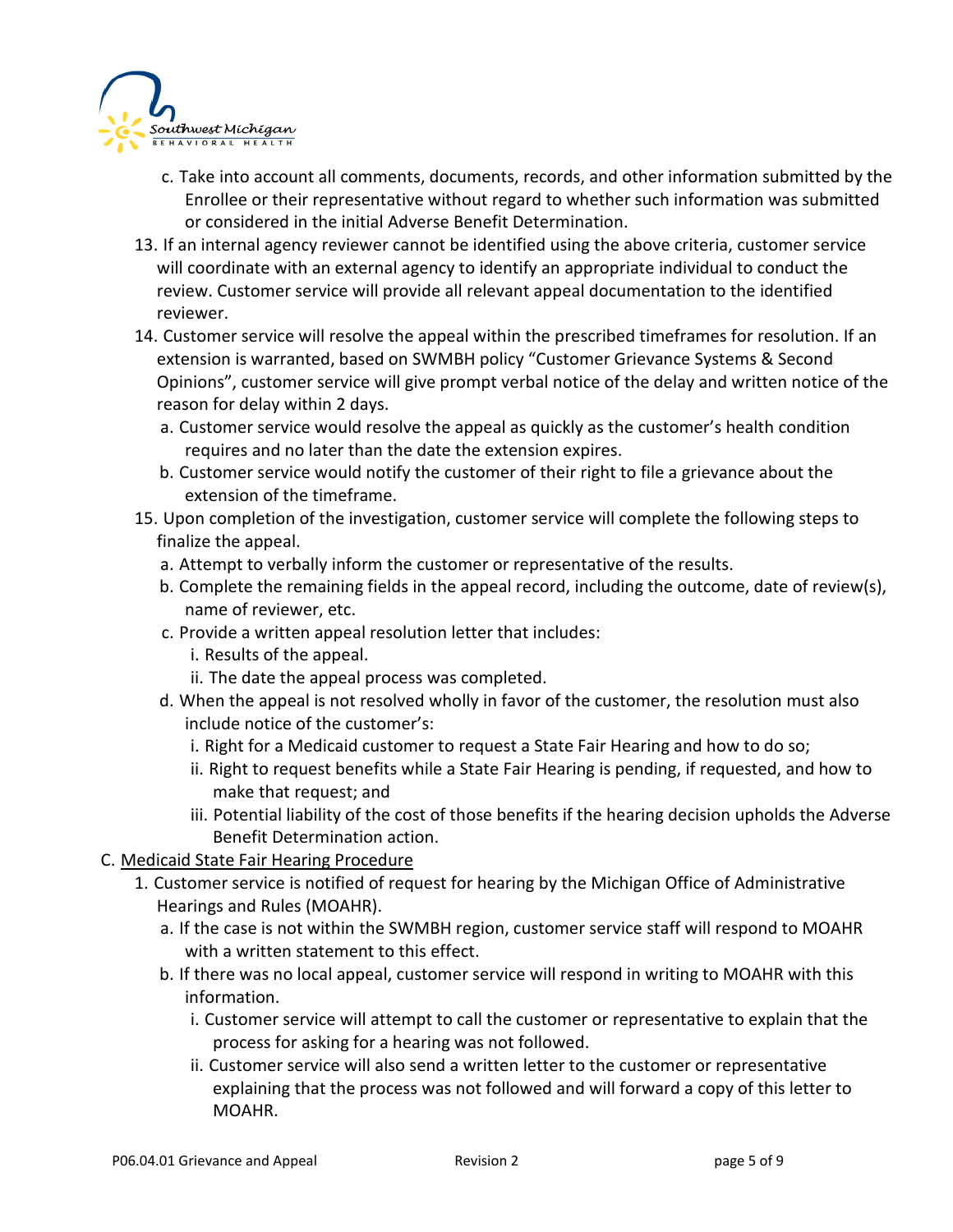c. Take into account all comments, documents, records, and other information submitted by the Enrollee or their representative without regard to whether such information was submitted or considered in the initial Adverse Benefit Determination.

13. If an internal agency reviewer cannot be identified using the above criteria, customer service will coordinate with an external agency to identify an appropriate individual to conduct the review. Customer service will provide all relevant appeal documentation to the identified reviewer.
14. Customer service will resolve the appeal within the prescribed timeframes for resolution. If an extension is warranted, based on SWMBH policy "Customer Grievance Systems & Second Opinions", customer service will give prompt verbal notice of the delay and written notice of the reason for delay within 2 days.
   a. Customer service would resolve the appeal as quickly as the customer's health condition requires and no later than the date the extension expires.
   b. Customer service would notify the customer of their right to file a grievance about the extension of the timeframe.
15. Upon completion of the investigation, customer service will complete the following steps to finalize the appeal.
   a. Attempt to verbally inform the customer or representative of the results.
   b. Complete the remaining fields in the appeal record, including the outcome, date of review(s), name of reviewer, etc.
   c. Provide a written appeal resolution letter that includes:
      i. Results of the appeal.
      ii. The date the appeal process was completed.
   d. When the appeal is not resolved wholly in favor of the customer, the resolution must also include notice of the customer's:
      i. Right for a Medicaid customer to request a State Fair Hearing and how to do so;
      ii. Right to request benefits while a State Fair Hearing is pending, if requested, and how to make that request; and
      iii. Potential liability of the cost of those benefits if the hearing decision upholds the Adverse Benefit Determination action.

C. <u>Medicaid State Fair Hearing Procedure</u>

1. Customer service is notified of request for hearing by the Michigan Office of Administrative Hearings and Rules (MOAHR).
   a. If the case is not within the SWMBH region, customer service staff will respond to MOAHR with a written statement to this effect.
   b. If there was no local appeal, customer service will respond in writing to MOAHR with this information.
      i. Customer service will attempt to call the customer or representative to explain that the process for asking for a hearing was not followed.
      ii. Customer service will also send a written letter to the customer or representative explaining that the process was not followed and will forward a copy of this letter to MOAHR.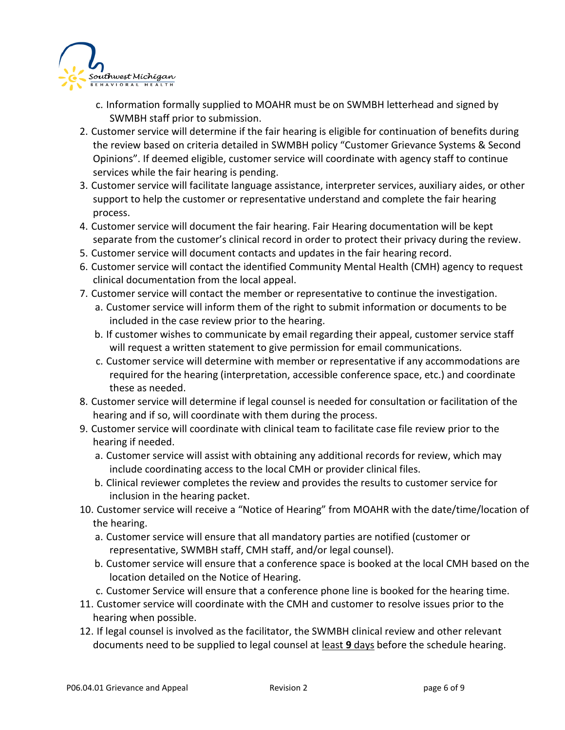c. Information formally supplied to MOAHR must be on SWMBH letterhead and signed by SWMBH staff prior to submission.

2. Customer service will determine if the fair hearing is eligible for continuation of benefits during the review based on criteria detailed in SWMBH policy "Customer Grievance Systems & Second Opinions". If deemed eligible, customer service will coordinate with agency staff to continue services while the fair hearing is pending.
3. Customer service will facilitate language assistance, interpreter services, auxiliary aides, or other support to help the customer or representative understand and complete the fair hearing process.
4. Customer service will document the fair hearing. Fair Hearing documentation will be kept separate from the customer's clinical record in order to protect their privacy during the review.
5. Customer service will document contacts and updates in the fair hearing record.
6. Customer service will contact the identified Community Mental Health (CMH) agency to request clinical documentation from the local appeal.
7. Customer service will contact the member or representative to continue the investigation.
   a. Customer service will inform them of the right to submit information or documents to be included in the case review prior to the hearing.
   b. If customer wishes to communicate by email regarding their appeal, customer service staff will request a written statement to give permission for email communications.
   c. Customer service will determine with member or representative if any accommodations are required for the hearing (interpretation, accessible conference space, etc.) and coordinate these as needed.
8. Customer service will determine if legal counsel is needed for consultation or facilitation of the hearing and if so, will coordinate with them during the process.
9. Customer service will coordinate with clinical team to facilitate case file review prior to the hearing if needed.
   a. Customer service will assist with obtaining any additional records for review, which may include coordinating access to the local CMH or provider clinical files.
   b. Clinical reviewer completes the review and provides the results to customer service for inclusion in the hearing packet.
10. Customer service will receive a "Notice of Hearing" from MOAHR with the date/time/location of the hearing.
    a. Customer service will ensure that all mandatory parties are notified (customer or representative, SWMBH staff, CMH staff, and/or legal counsel).
    b. Customer service will ensure that a conference space is booked at the local CMH based on the location detailed on the Notice of Hearing.
    c. Customer Service will ensure that a conference phone line is booked for the hearing time.
11. Customer service will coordinate with the CMH and customer to resolve issues prior to the hearing when possible.
12. If legal counsel is involved as the facilitator, the SWMBH clinical review and other relevant documents need to be supplied to legal counsel at <u>least **9** days</u> before the schedule hearing.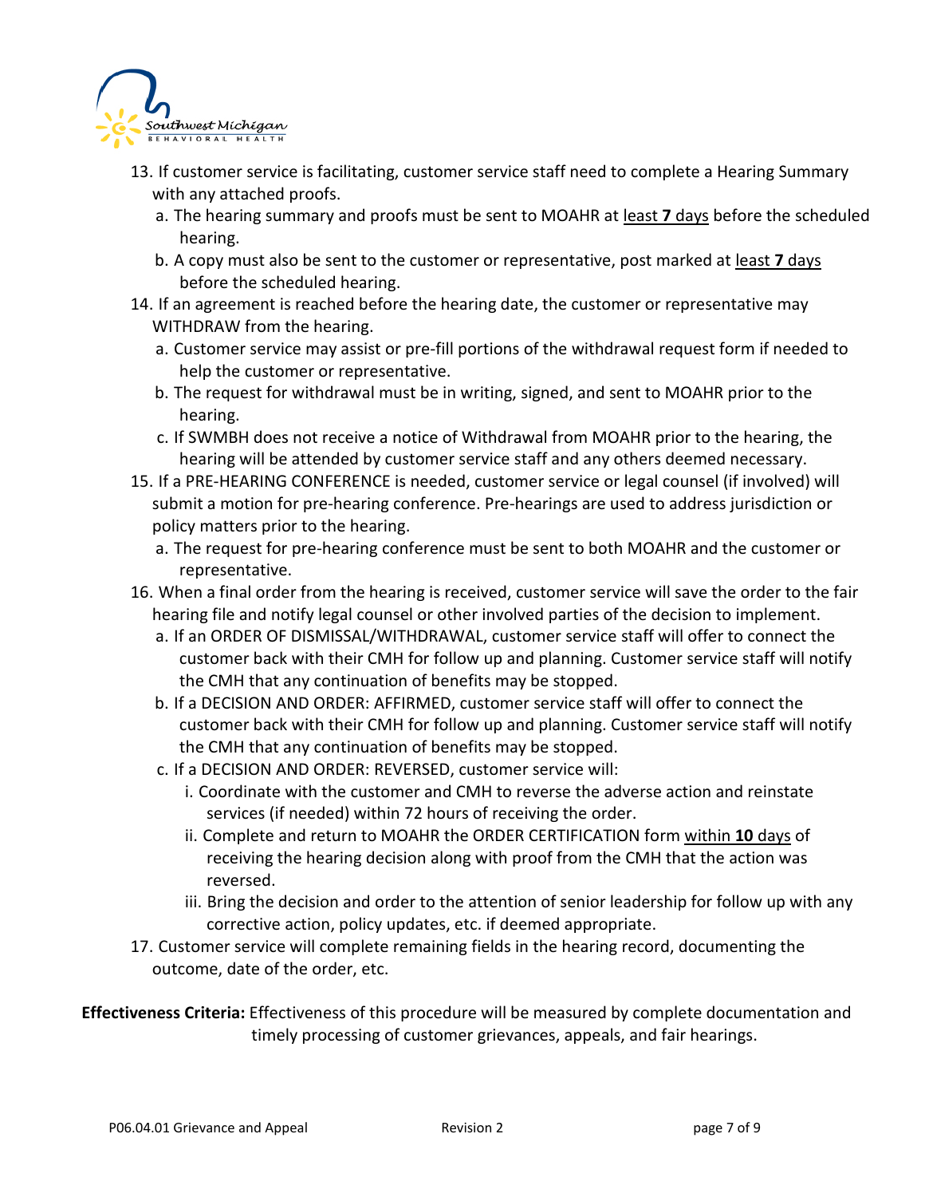13. If customer service is facilitating, customer service staff need to complete a Hearing Summary with any attached proofs.
    a. The hearing summary and proofs must be sent to MOAHR at least **7** days before the scheduled hearing.
    b. A copy must also be sent to the customer or representative, post marked at least **7** days before the scheduled hearing.
14. If an agreement is reached before the hearing date, the customer or representative may WITHDRAW from the hearing.
    a. Customer service may assist or pre-fill portions of the withdrawal request form if needed to help the customer or representative.
    b. The request for withdrawal must be in writing, signed, and sent to MOAHR prior to the hearing.
    c. If SWMBH does not receive a notice of Withdrawal from MOAHR prior to the hearing, the hearing will be attended by customer service staff and any others deemed necessary.
15. If a PRE-HEARING CONFERENCE is needed, customer service or legal counsel (if involved) will submit a motion for pre-hearing conference. Pre-hearings are used to address jurisdiction or policy matters prior to the hearing.
    a. The request for pre-hearing conference must be sent to both MOAHR and the customer or representative.
16. When a final order from the hearing is received, customer service will save the order to the fair hearing file and notify legal counsel or other involved parties of the decision to implement.
    a. If an ORDER OF DISMISSAL/WITHDRAWAL, customer service staff will offer to connect the customer back with their CMH for follow up and planning. Customer service staff will notify the CMH that any continuation of benefits may be stopped.
    b. If a DECISION AND ORDER: AFFIRMED, customer service staff will offer to connect the customer back with their CMH for follow up and planning. Customer service staff will notify the CMH that any continuation of benefits may be stopped.
    c. If a DECISION AND ORDER: REVERSED, customer service will:
        i. Coordinate with the customer and CMH to reverse the adverse action and reinstate services (if needed) within 72 hours of receiving the order.
        ii. Complete and return to MOAHR the ORDER CERTIFICATION form within **10** days of receiving the hearing decision along with proof from the CMH that the action was reversed.
        iii. Bring the decision and order to the attention of senior leadership for follow up with any corrective action, policy updates, etc. if deemed appropriate.
17. Customer service will complete remaining fields in the hearing record, documenting the outcome, date of the order, etc.

**Effectiveness Criteria:** Effectiveness of this procedure will be measured by complete documentation and timely processing of customer grievances, appeals, and fair hearings.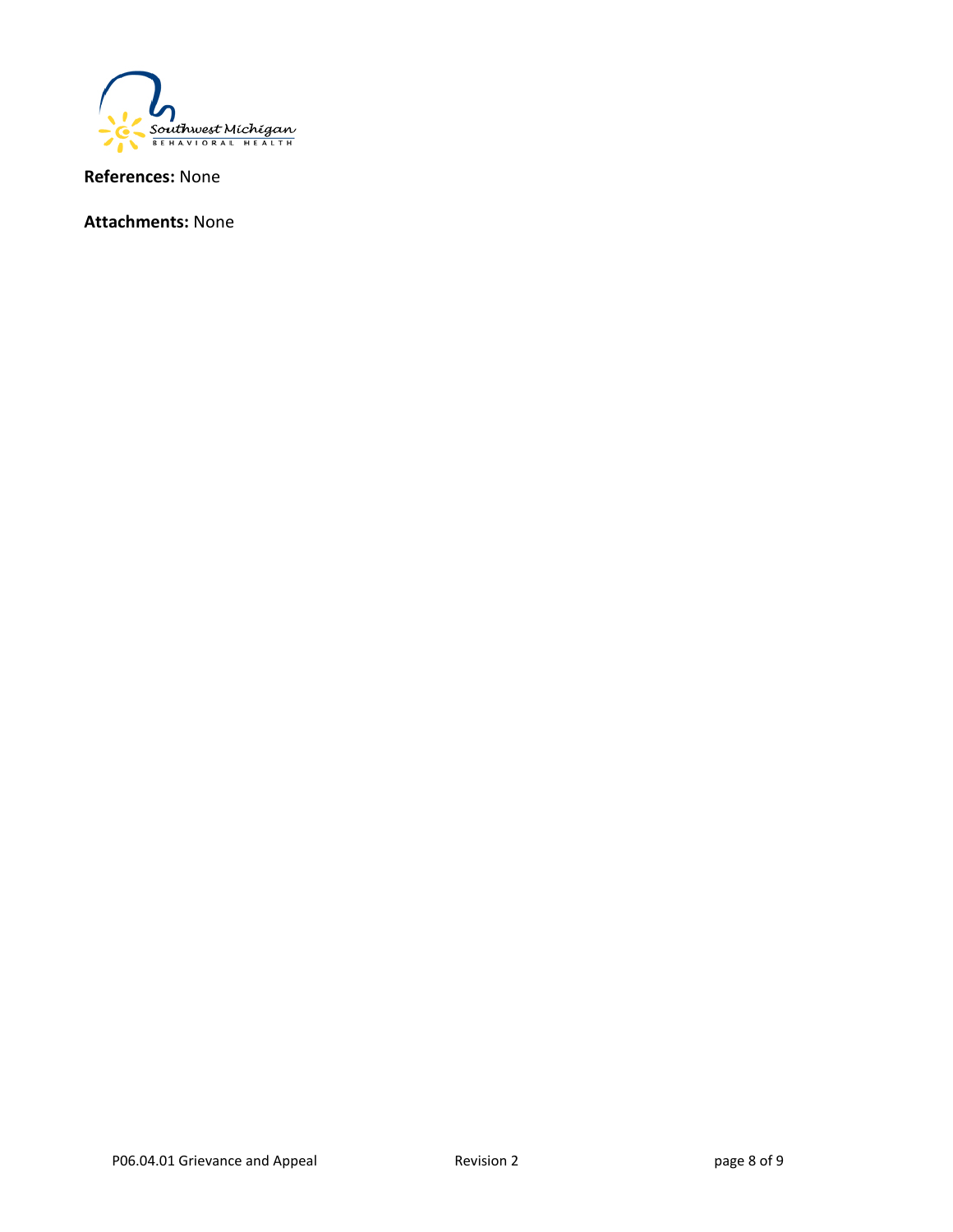**References:** None

**Attachments:** None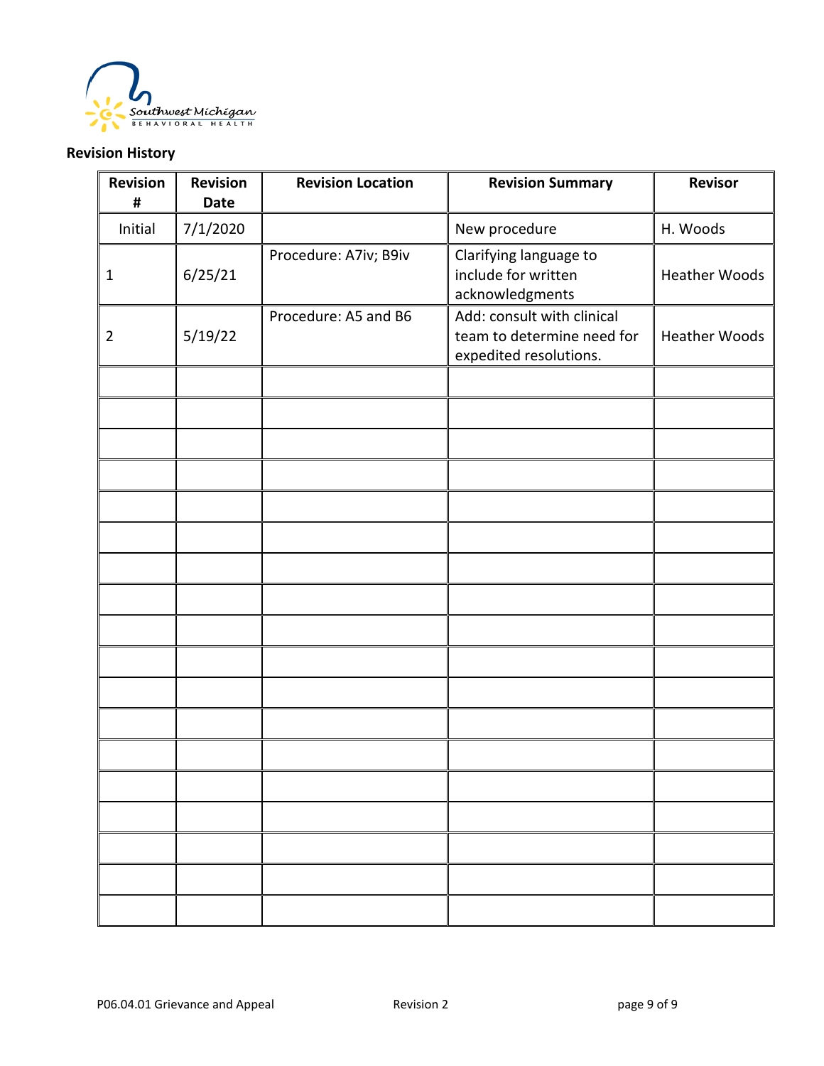## Revision History

| Revision # | Revision Date | Revision Location | Revision Summary | Revisor |
|---|---|---|---|---|
| Initial | 7/1/2020 | | New procedure | H. Woods |
| 1 | 6/25/21 | Procedure: A7iv; B9iv | Clarifying language to include for written acknowledgments | Heather Woods |
| 2 | 5/19/22 | Procedure: A5 and B6 | Add: consult with clinical team to determine need for expedited resolutions. | Heather Woods |
| | | | | |
| | | | | |
| | | | | |
| | | | | |
| | | | | |
| | | | | |
| | | | | |
| | | | | |
| | | | | |
| | | | | |
| | | | | |
| | | | | |
| | | | | |
| | | | | |
| | | | | |
| | | | | |
| | | | | |
| | | | | |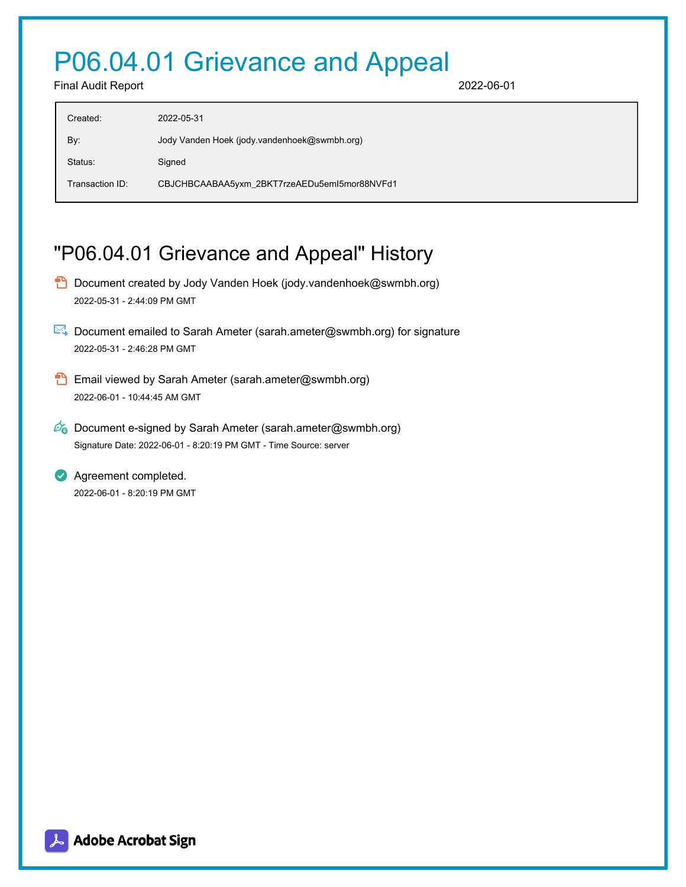# P06.04.01 Grievance and Appeal

Final Audit Report 2022-06-01

| | |
|---|---|
| Created: | 2022-05-31 |
| By: | Jody Vanden Hoek (jody.vandenhoek@swmbh.org) |
| Status: | Signed |
| Transaction ID: | CBJCHBCAABAA5yxm_2BKT7rzeAEDu5emI5mor88NVFd1 |

## "P06.04.01 Grievance and Appeal" History

- Document created by Jody Vanden Hoek (jody.vandenhoek@swmbh.org)
  2022-05-31 - 2:44:09 PM GMT

- Document emailed to Sarah Ameter (sarah.ameter@swmbh.org) for signature
  2022-05-31 - 2:46:28 PM GMT

- Email viewed by Sarah Ameter (sarah.ameter@swmbh.org)
  2022-06-01 - 10:44:45 AM GMT

- Document e-signed by Sarah Ameter (sarah.ameter@swmbh.org)
  Signature Date: 2022-06-01 - 8:20:19 PM GMT - Time Source: server

- Agreement completed.
  2022-06-01 - 8:20:19 PM GMT

Adobe Acrobat Sign